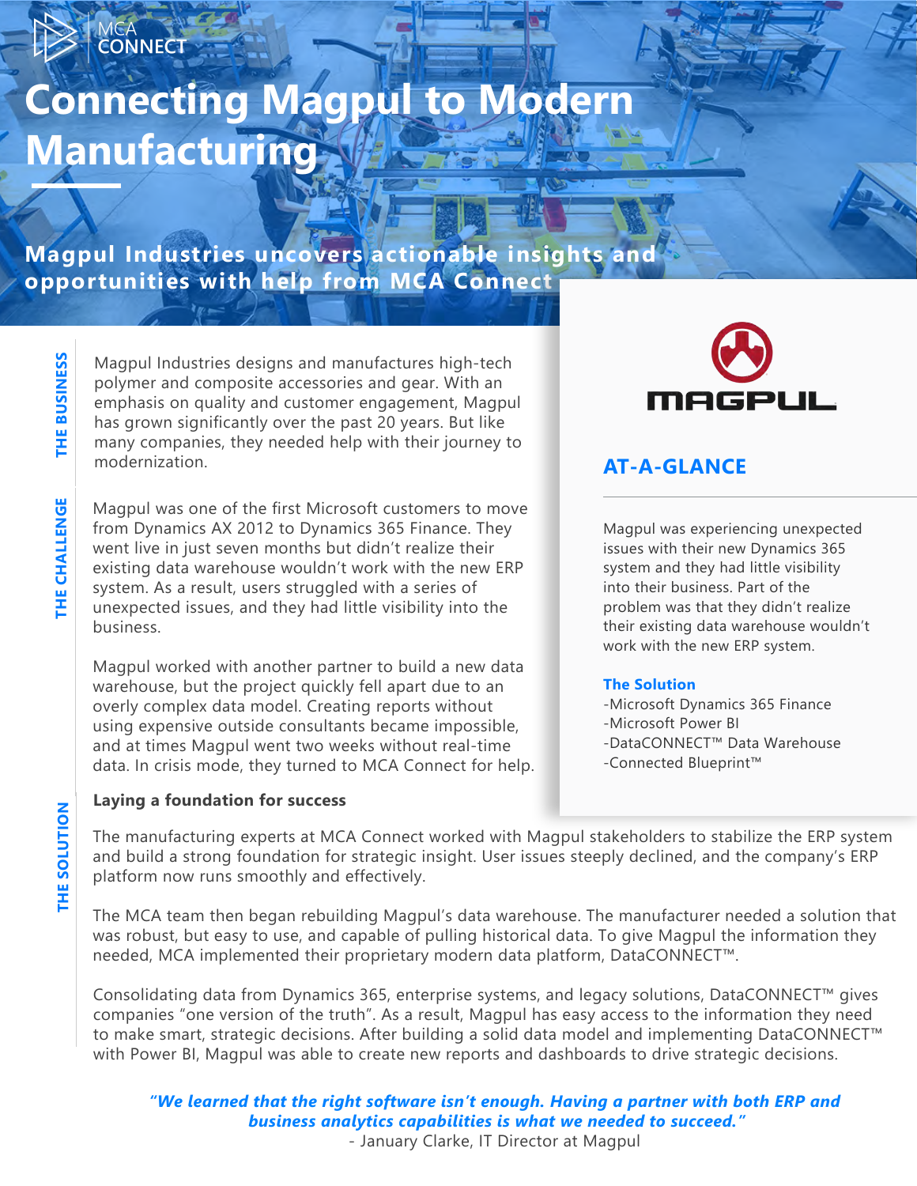MCA CONNECT

# Connecting Magpul to Modern Manufacturing

**Magpul Industries uncovers actionable insights and opportunities with help from MCA Connect**

## THE BUSINESS

Magpul Industries designs and manufactures high-tech polymer and composite accessories and gear. With an emphasis on quality and customer engagement, Magpul has grown significantly over the past 20 years. But like many companies, they needed help with their journey to modernization.

## THE CHALLENGE

Magpul was one of the first Microsoft customers to move from Dynamics AX 2012 to Dynamics 365 Finance. They went live in just seven months but didn't realize their existing data warehouse wouldn't work with the new ERP system. As a result, users struggled with a series of unexpected issues, and they had little visibility into the business.

Magpul worked with another partner to build a new data warehouse, but the project quickly fell apart due to an overly complex data model. Creating reports without using expensive outside consultants became impossible, and at times Magpul went two weeks without real-time data. In crisis mode, they turned to MCA Connect for help.

MAGPUL

## AT-A-GLANCE

Magpul was experiencing unexpected issues with their new Dynamics 365 system and they had little visibility into their business. Part of the problem was that they didn't realize their existing data warehouse wouldn't work with the new ERP system.

**The Solution**

-Microsoft Dynamics 365 Finance
-Microsoft Power BI
-DataCONNECT™ Data Warehouse
-Connected Blueprint™

## THE SOLUTION

**Laying a foundation for success**

The manufacturing experts at MCA Connect worked with Magpul stakeholders to stabilize the ERP system and build a strong foundation for strategic insight. User issues steeply declined, and the company's ERP platform now runs smoothly and effectively.

The MCA team then began rebuilding Magpul's data warehouse. The manufacturer needed a solution that was robust, but easy to use, and capable of pulling historical data. To give Magpul the information they needed, MCA implemented their proprietary modern data platform, DataCONNECT™.

Consolidating data from Dynamics 365, enterprise systems, and legacy solutions, DataCONNECT™ gives companies "one version of the truth". As a result, Magpul has easy access to the information they need to make smart, strategic decisions. After building a solid data model and implementing DataCONNECT™ with Power BI, Magpul was able to create new reports and dashboards to drive strategic decisions.

***"We learned that the right software isn't enough. Having a partner with both ERP and business analytics capabilities is what we needed to succeed."***
- January Clarke, IT Director at Magpul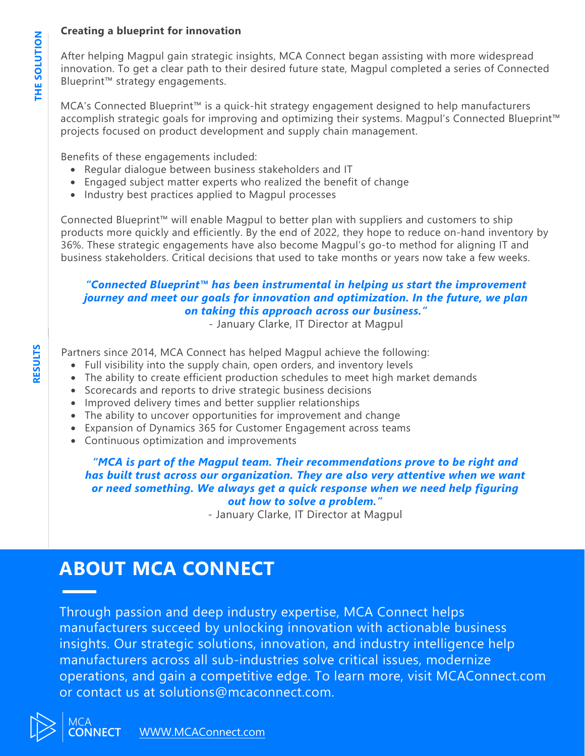THE SOLUTION

### Creating a blueprint for innovation

After helping Magpul gain strategic insights, MCA Connect began assisting with more widespread innovation. To get a clear path to their desired future state, Magpul completed a series of Connected Blueprint™ strategy engagements.

MCA's Connected Blueprint™ is a quick-hit strategy engagement designed to help manufacturers accomplish strategic goals for improving and optimizing their systems. Magpul's Connected Blueprint™ projects focused on product development and supply chain management.

Benefits of these engagements included:

- Regular dialogue between business stakeholders and IT
- Engaged subject matter experts who realized the benefit of change
- Industry best practices applied to Magpul processes

Connected Blueprint™ will enable Magpul to better plan with suppliers and customers to ship products more quickly and efficiently. By the end of 2022, they hope to reduce on-hand inventory by 36%. These strategic engagements have also become Magpul's go-to method for aligning IT and business stakeholders. Critical decisions that used to take months or years now take a few weeks.

***"Connected Blueprint™ has been instrumental in helping us start the improvement journey and meet our goals for innovation and optimization. In the future, we plan on taking this approach across our business."***

- January Clarke, IT Director at Magpul

RESULTS

Partners since 2014, MCA Connect has helped Magpul achieve the following:

- Full visibility into the supply chain, open orders, and inventory levels
- The ability to create efficient production schedules to meet high market demands
- Scorecards and reports to drive strategic business decisions
- Improved delivery times and better supplier relationships
- The ability to uncover opportunities for improvement and change
- Expansion of Dynamics 365 for Customer Engagement across teams
- Continuous optimization and improvements

***"MCA is part of the Magpul team. Their recommendations prove to be right and has built trust across our organization. They are also very attentive when we want or need something. We always get a quick response when we need help figuring out how to solve a problem."***

- January Clarke, IT Director at Magpul

## ABOUT MCA CONNECT

Through passion and deep industry expertise, MCA Connect helps manufacturers succeed by unlocking innovation with actionable business insights. Our strategic solutions, innovation, and industry intelligence help manufacturers across all sub-industries solve critical issues, modernize operations, and gain a competitive edge. To learn more, visit MCAConnect.com or contact us at solutions@mcaconnect.com.

MCA CONNECT WWW.MCAConnect.com